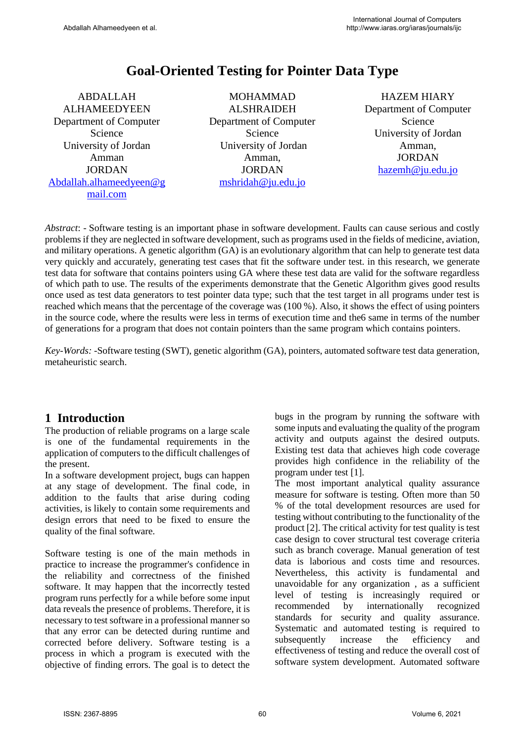# Goal-Oriented Testing for Pointer Data Type

ABDALLAH ALHAMEEDYEEN
Department of Computer Science
University of Jordan
Amman
JORDAN
Abdallah.alhameedyeen@gmail.com

MOHAMMAD ALSHRAIDEH
Department of Computer Science
University of Jordan
Amman,
JORDAN
mshridah@ju.edu.jo

HAZEM HIARY
Department of Computer Science
University of Jordan
Amman,
JORDAN
hazemh@ju.edu.jo

*Abstract*: - Software testing is an important phase in software development. Faults can cause serious and costly problems if they are neglected in software development, such as programs used in the fields of medicine, aviation, and military operations. A genetic algorithm (GA) is an evolutionary algorithm that can help to generate test data very quickly and accurately, generating test cases that fit the software under test. in this research, we generate test data for software that contains pointers using GA where these test data are valid for the software regardless of which path to use. The results of the experiments demonstrate that the Genetic Algorithm gives good results once used as test data generators to test pointer data type; such that the test target in all programs under test is reached which means that the percentage of the coverage was (100 %). Also, it shows the effect of using pointers in the source code, where the results were less in terms of execution time and the6 same in terms of the number of generations for a program that does not contain pointers than the same program which contains pointers.

*Key-Words:* -Software testing (SWT), genetic algorithm (GA), pointers, automated software test data generation, metaheuristic search.

## 1 Introduction

The production of reliable programs on a large scale is one of the fundamental requirements in the application of computers to the difficult challenges of the present.

In a software development project, bugs can happen at any stage of development. The final code, in addition to the faults that arise during coding activities, is likely to contain some requirements and design errors that need to be fixed to ensure the quality of the final software.

Software testing is one of the main methods in practice to increase the programmer's confidence in the reliability and correctness of the finished software. It may happen that the incorrectly tested program runs perfectly for a while before some input data reveals the presence of problems. Therefore, it is necessary to test software in a professional manner so that any error can be detected during runtime and corrected before delivery. Software testing is a process in which a program is executed with the objective of finding errors. The goal is to detect the bugs in the program by running the software with some inputs and evaluating the quality of the program activity and outputs against the desired outputs. Existing test data that achieves high code coverage provides high confidence in the reliability of the program under test [1].

The most important analytical quality assurance measure for software is testing. Often more than 50 % of the total development resources are used for testing without contributing to the functionality of the product [2]. The critical activity for test quality is test case design to cover structural test coverage criteria such as branch coverage. Manual generation of test data is laborious and costs time and resources. Nevertheless, this activity is fundamental and unavoidable for any organization , as a sufficient level of testing is increasingly required or recommended by internationally recognized standards for security and quality assurance. Systematic and automated testing is required to subsequently increase the efficiency and effectiveness of testing and reduce the overall cost of software system development. Automated software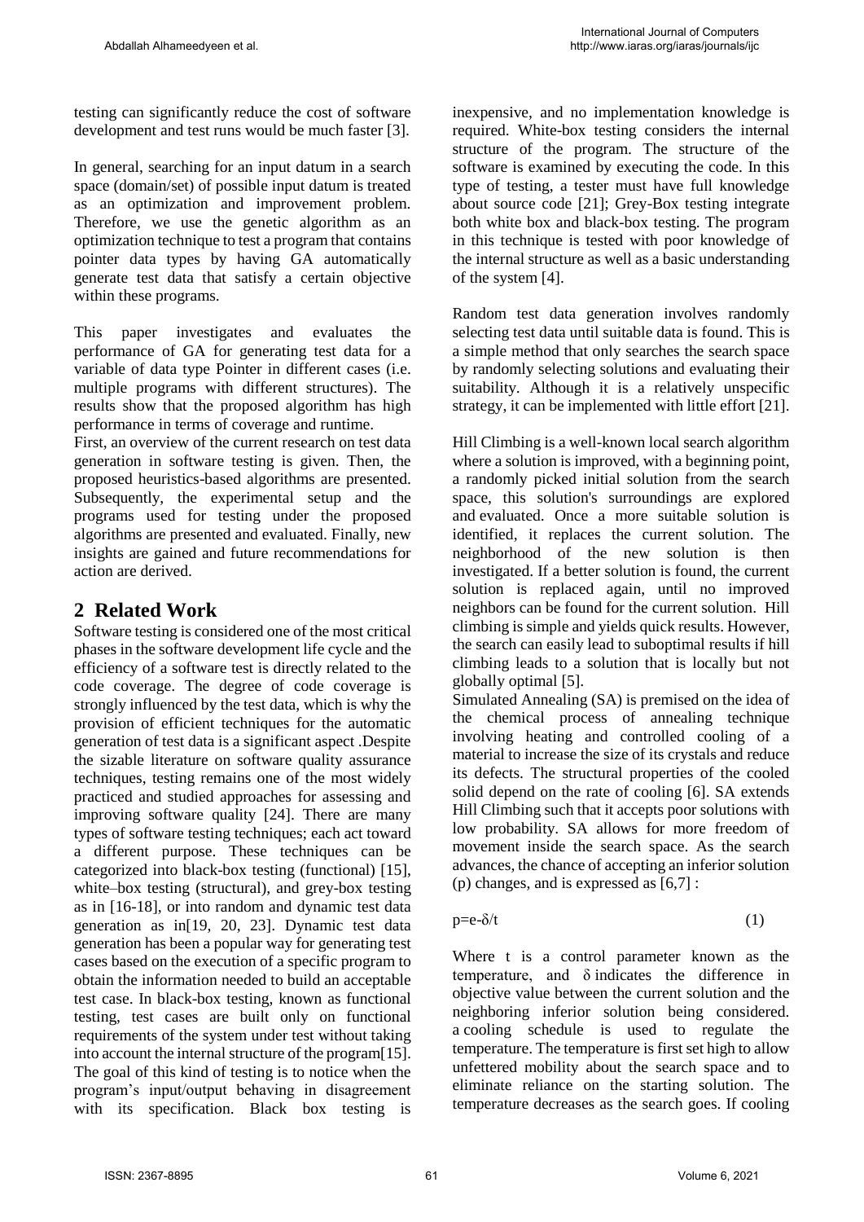testing can significantly reduce the cost of software development and test runs would be much faster [3].

In general, searching for an input datum in a search space (domain/set) of possible input datum is treated as an optimization and improvement problem. Therefore, we use the genetic algorithm as an optimization technique to test a program that contains pointer data types by having GA automatically generate test data that satisfy a certain objective within these programs.

This paper investigates and evaluates the performance of GA for generating test data for a variable of data type Pointer in different cases (i.e. multiple programs with different structures). The results show that the proposed algorithm has high performance in terms of coverage and runtime.

First, an overview of the current research on test data generation in software testing is given. Then, the proposed heuristics-based algorithms are presented. Subsequently, the experimental setup and the programs used for testing under the proposed algorithms are presented and evaluated. Finally, new insights are gained and future recommendations for action are derived.

## 2 Related Work

Software testing is considered one of the most critical phases in the software development life cycle and the efficiency of a software test is directly related to the code coverage. The degree of code coverage is strongly influenced by the test data, which is why the provision of efficient techniques for the automatic generation of test data is a significant aspect .Despite the sizable literature on software quality assurance techniques, testing remains one of the most widely practiced and studied approaches for assessing and improving software quality [24]. There are many types of software testing techniques; each act toward a different purpose. These techniques can be categorized into black-box testing (functional) [15], white–box testing (structural), and grey-box testing as in [16-18], or into random and dynamic test data generation as in[19, 20, 23]. Dynamic test data generation has been a popular way for generating test cases based on the execution of a specific program to obtain the information needed to build an acceptable test case. In black-box testing, known as functional testing, test cases are built only on functional requirements of the system under test without taking into account the internal structure of the program[15]. The goal of this kind of testing is to notice when the program's input/output behaving in disagreement with its specification. Black box testing is inexpensive, and no implementation knowledge is required. White-box testing considers the internal structure of the program. The structure of the software is examined by executing the code. In this type of testing, a tester must have full knowledge about source code [21]; Grey-Box testing integrate both white box and black-box testing. The program in this technique is tested with poor knowledge of the internal structure as well as a basic understanding of the system [4].

Random test data generation involves randomly selecting test data until suitable data is found. This is a simple method that only searches the search space by randomly selecting solutions and evaluating their suitability. Although it is a relatively unspecific strategy, it can be implemented with little effort [21].

Hill Climbing is a well-known local search algorithm where a solution is improved, with a beginning point, a randomly picked initial solution from the search space, this solution's surroundings are explored and evaluated. Once a more suitable solution is identified, it replaces the current solution. The neighborhood of the new solution is then investigated. If a better solution is found, the current solution is replaced again, until no improved neighbors can be found for the current solution. Hill climbing is simple and yields quick results. However, the search can easily lead to suboptimal results if hill climbing leads to a solution that is locally but not globally optimal [5].

Simulated Annealing (SA) is premised on the idea of the chemical process of annealing technique involving heating and controlled cooling of a material to increase the size of its crystals and reduce its defects. The structural properties of the cooled solid depend on the rate of cooling [6]. SA extends Hill Climbing such that it accepts poor solutions with low probability. SA allows for more freedom of movement inside the search space. As the search advances, the chance of accepting an inferior solution (p) changes, and is expressed as [6,7] :

$$p=e^{-\delta/t} \qquad (1)$$

Where t is a control parameter known as the temperature, and $\delta$ indicates the difference in objective value between the current solution and the neighboring inferior solution being considered. a cooling schedule is used to regulate the temperature. The temperature is first set high to allow unfettered mobility about the search space and to eliminate reliance on the starting solution. The temperature decreases as the search goes. If cooling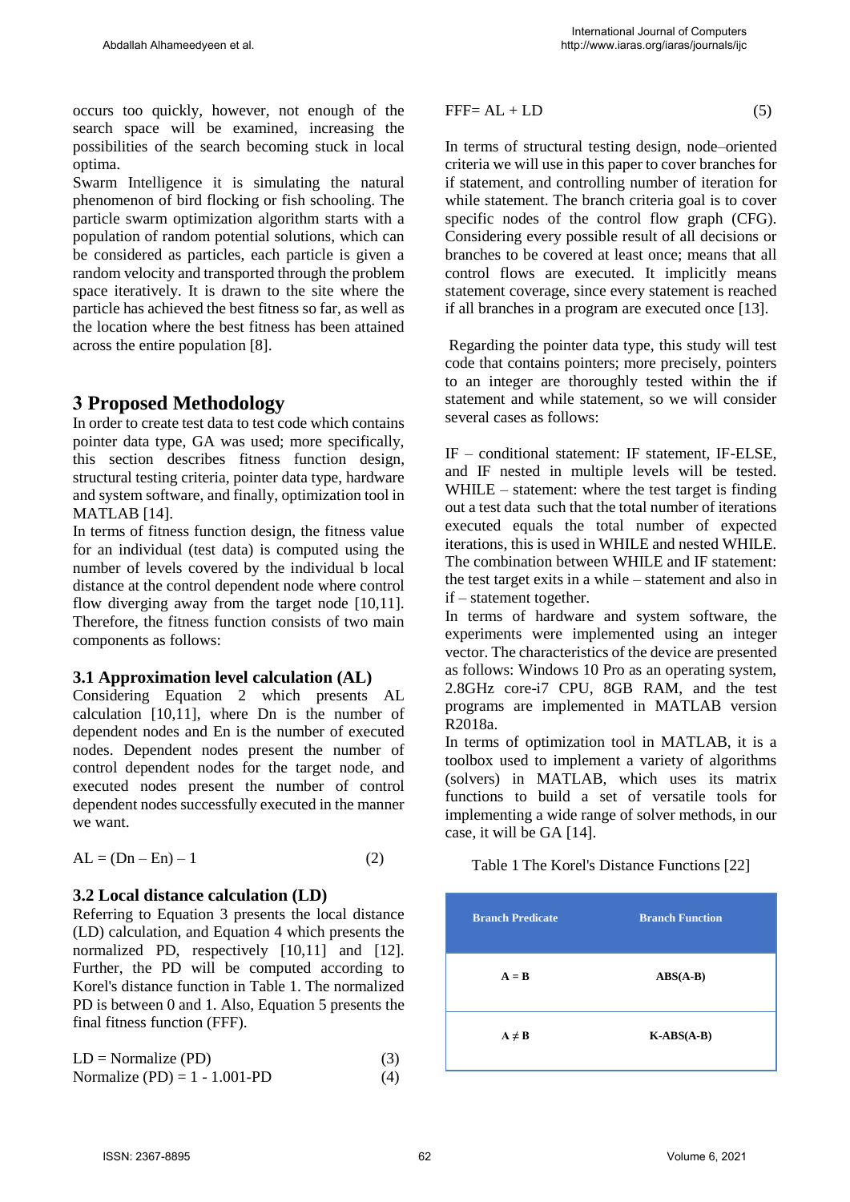occurs too quickly, however, not enough of the search space will be examined, increasing the possibilities of the search becoming stuck in local optima.

Swarm Intelligence it is simulating the natural phenomenon of bird flocking or fish schooling. The particle swarm optimization algorithm starts with a population of random potential solutions, which can be considered as particles, each particle is given a random velocity and transported through the problem space iteratively. It is drawn to the site where the particle has achieved the best fitness so far, as well as the location where the best fitness has been attained across the entire population [8].

## 3 Proposed Methodology

In order to create test data to test code which contains pointer data type, GA was used; more specifically, this section describes fitness function design, structural testing criteria, pointer data type, hardware and system software, and finally, optimization tool in MATLAB [14].

In terms of fitness function design, the fitness value for an individual (test data) is computed using the number of levels covered by the individual b local distance at the control dependent node where control flow diverging away from the target node [10,11]. Therefore, the fitness function consists of two main components as follows:

### 3.1 Approximation level calculation (AL)

Considering Equation 2 which presents AL calculation [10,11], where Dn is the number of dependent nodes and En is the number of executed nodes. Dependent nodes present the number of control dependent nodes for the target node, and executed nodes present the number of control dependent nodes successfully executed in the manner we want.

$$AL = (Dn – En) – 1 \tag{2}$$

### 3.2 Local distance calculation (LD)

Referring to Equation 3 presents the local distance (LD) calculation, and Equation 4 which presents the normalized PD, respectively [10,11] and [12]. Further, the PD will be computed according to Korel's distance function in Table 1. The normalized PD is between 0 and 1. Also, Equation 5 presents the final fitness function (FFF).

$$LD = Normalize (PD) \tag{3}$$

$$Normalize (PD) = 1 - 1.001\text{-}PD \tag{4}$$

$$FFF= AL + LD \tag{5}$$

In terms of structural testing design, node–oriented criteria we will use in this paper to cover branches for if statement, and controlling number of iteration for while statement. The branch criteria goal is to cover specific nodes of the control flow graph (CFG). Considering every possible result of all decisions or branches to be covered at least once; means that all control flows are executed. It implicitly means statement coverage, since every statement is reached if all branches in a program are executed once [13].

Regarding the pointer data type, this study will test code that contains pointers; more precisely, pointers to an integer are thoroughly tested within the if statement and while statement, so we will consider several cases as follows:

IF – conditional statement: IF statement, IF-ELSE, and IF nested in multiple levels will be tested.
WHILE – statement: where the test target is finding out a test data such that the total number of iterations executed equals the total number of expected iterations, this is used in WHILE and nested WHILE.
The combination between WHILE and IF statement: the test target exits in a while – statement and also in if – statement together.

In terms of hardware and system software, the experiments were implemented using an integer vector. The characteristics of the device are presented as follows: Windows 10 Pro as an operating system, 2.8GHz core-i7 CPU, 8GB RAM, and the test programs are implemented in MATLAB version R2018a.

In terms of optimization tool in MATLAB, it is a toolbox used to implement a variety of algorithms (solvers) in MATLAB, which uses its matrix functions to build a set of versatile tools for implementing a wide range of solver methods, in our case, it will be GA [14].

Table 1 The Korel's Distance Functions [22]

| Branch Predicate | Branch Function |
|---|---|
| A = B | ABS(A-B) |
| A ≠ B | K-ABS(A-B) |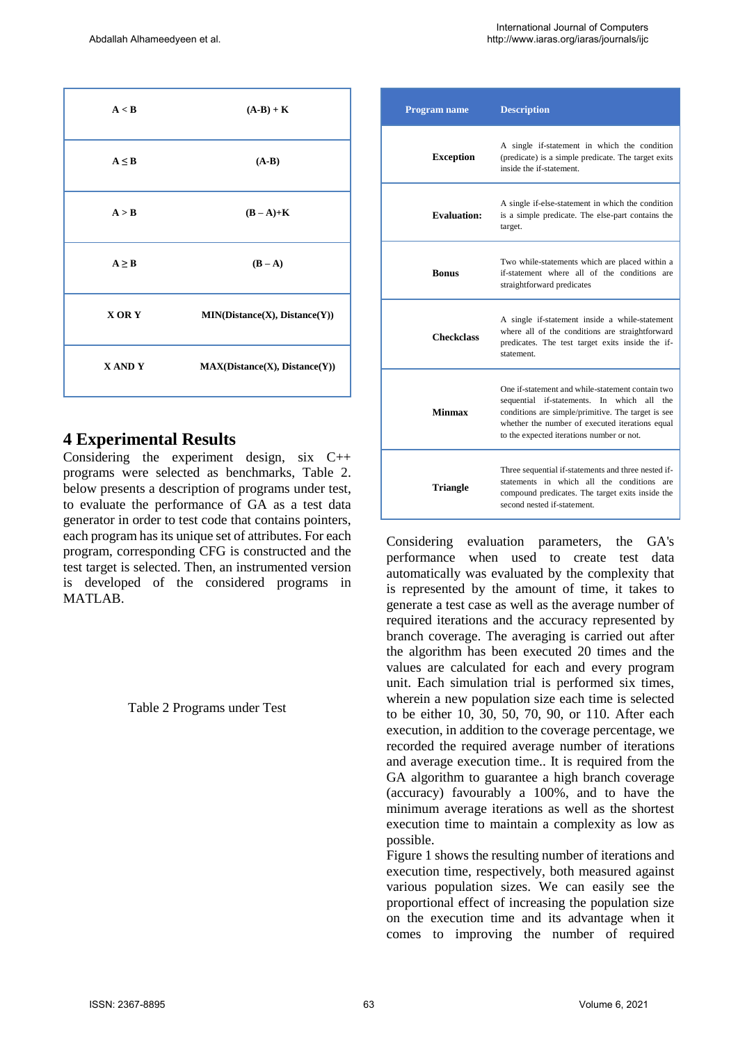| A < B | (A-B) + K |
|---|---|
| A ≤ B | (A-B) |
| A > B | (B – A)+K |
| A ≥ B | (B – A) |
| X OR Y | MIN(Distance(X), Distance(Y)) |
| X AND Y | MAX(Distance(X), Distance(Y)) |

## 4 Experimental Results

Considering the experiment design, six C++ programs were selected as benchmarks, Table 2. below presents a description of programs under test, to evaluate the performance of GA as a test data generator in order to test code that contains pointers, each program has its unique set of attributes. For each program, corresponding CFG is constructed and the test target is selected. Then, an instrumented version is developed of the considered programs in MATLAB.

Table 2 Programs under Test

| Program name | Description |
|---|---|
| **Exception** | A single if-statement in which the condition (predicate) is a simple predicate. The target exits inside the if-statement. |
| **Evaluation:** | A single if-else-statement in which the condition is a simple predicate. The else-part contains the target. |
| **Bonus** | Two while-statements which are placed within a if-statement where all of the conditions are straightforward predicates |
| **Checkclass** | A single if-statement inside a while-statement where all of the conditions are straightforward predicates. The test target exits inside the if-statement. |
| **Minmax** | One if-statement and while-statement contain two sequential if-statements. In which all the conditions are simple/primitive. The target is see whether the number of executed iterations equal to the expected iterations number or not. |
| **Triangle** | Three sequential if-statements and three nested if-statements in which all the conditions are compound predicates. The target exits inside the second nested if-statement. |

Considering evaluation parameters, the GA's performance when used to create test data automatically was evaluated by the complexity that is represented by the amount of time, it takes to generate a test case as well as the average number of required iterations and the accuracy represented by branch coverage. The averaging is carried out after the algorithm has been executed 20 times and the values are calculated for each and every program unit. Each simulation trial is performed six times, wherein a new population size each time is selected to be either 10, 30, 50, 70, 90, or 110. After each execution, in addition to the coverage percentage, we recorded the required average number of iterations and average execution time.. It is required from the GA algorithm to guarantee a high branch coverage (accuracy) favourably a 100%, and to have the minimum average iterations as well as the shortest execution time to maintain a complexity as low as possible.

Figure 1 shows the resulting number of iterations and execution time, respectively, both measured against various population sizes. We can easily see the proportional effect of increasing the population size on the execution time and its advantage when it comes to improving the number of required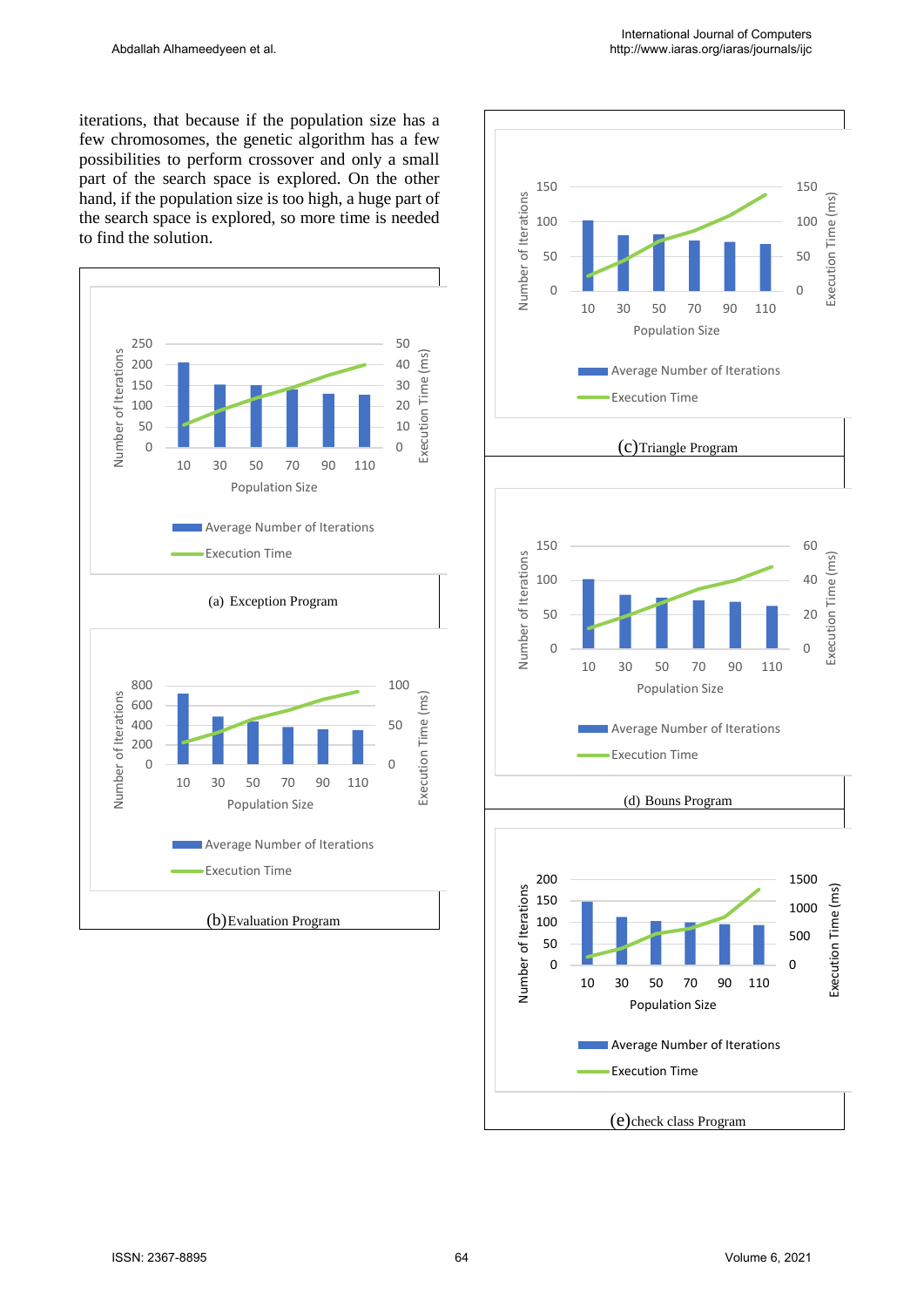iterations, that because if the population size has a few chromosomes, the genetic algorithm has a few possibilities to perform crossover and only a small part of the search space is explored. On the other hand, if the population size is too high, a huge part of the search space is explored, so more time is needed to find the solution.

(a) Exception Program

(b) Evaluation Program

(c) Triangle Program

(d) Bouns Program

(e) check class Program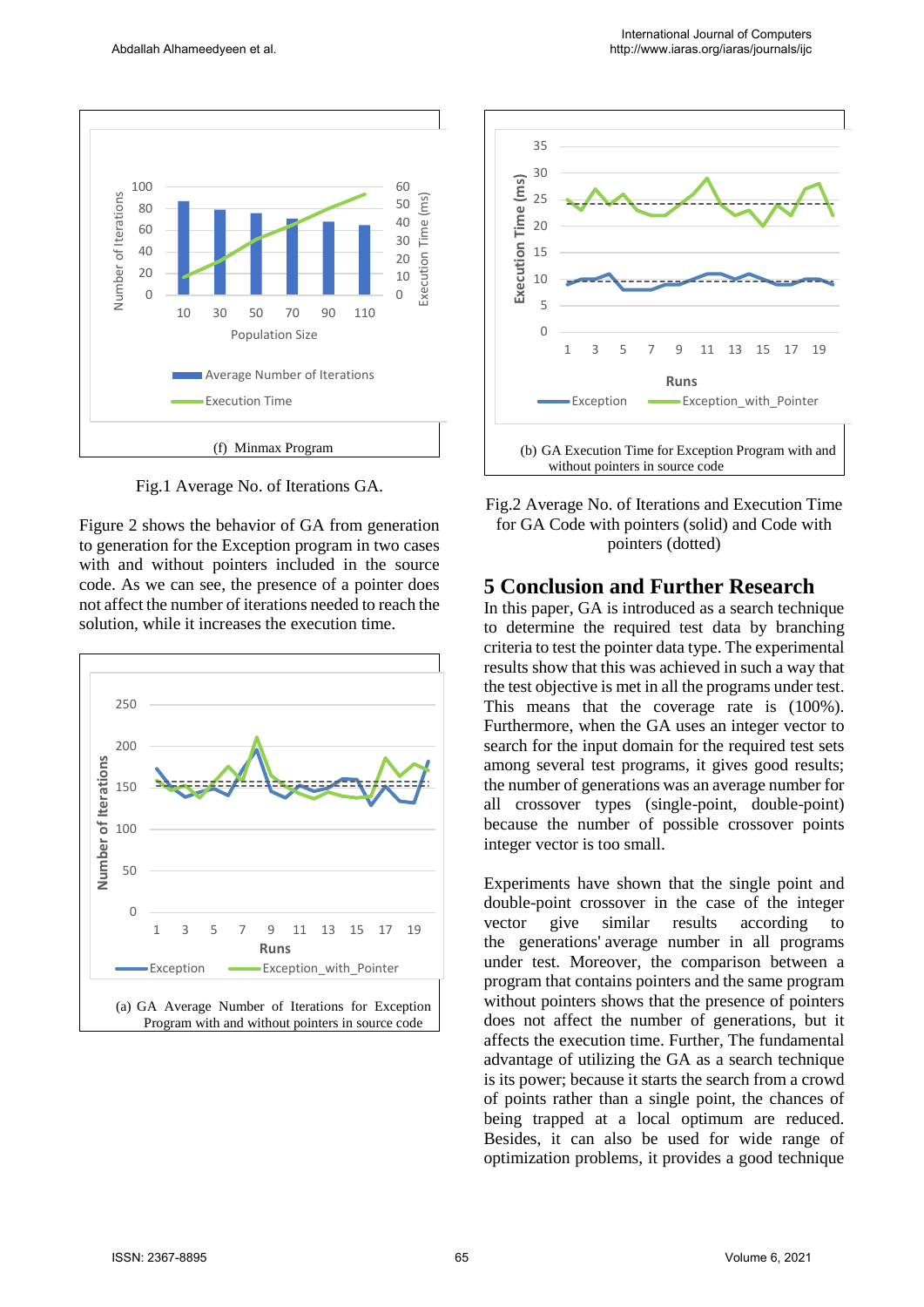(f) Minmax Program

Fig.1 Average No. of Iterations GA.

Figure 2 shows the behavior of GA from generation to generation for the Exception program in two cases with and without pointers included in the source code. As we can see, the presence of a pointer does not affect the number of iterations needed to reach the solution, while it increases the execution time.

(a) GA Average Number of Iterations for Exception Program with and without pointers in source code

(b) GA Execution Time for Exception Program with and without pointers in source code

Fig.2 Average No. of Iterations and Execution Time for GA Code with pointers (solid) and Code with pointers (dotted)

## 5 Conclusion and Further Research

In this paper, GA is introduced as a search technique to determine the required test data by branching criteria to test the pointer data type. The experimental results show that this was achieved in such a way that the test objective is met in all the programs under test. This means that the coverage rate is (100%). Furthermore, when the GA uses an integer vector to search for the input domain for the required test sets among several test programs, it gives good results; the number of generations was an average number for all crossover types (single-point, double-point) because the number of possible crossover points integer vector is too small.

Experiments have shown that the single point and double-point crossover in the case of the integer vector give similar results according to the generations' average number in all programs under test. Moreover, the comparison between a program that contains pointers and the same program without pointers shows that the presence of pointers does not affect the number of generations, but it affects the execution time. Further, The fundamental advantage of utilizing the GA as a search technique is its power; because it starts the search from a crowd of points rather than a single point, the chances of being trapped at a local optimum are reduced. Besides, it can also be used for wide range of optimization problems, it provides a good technique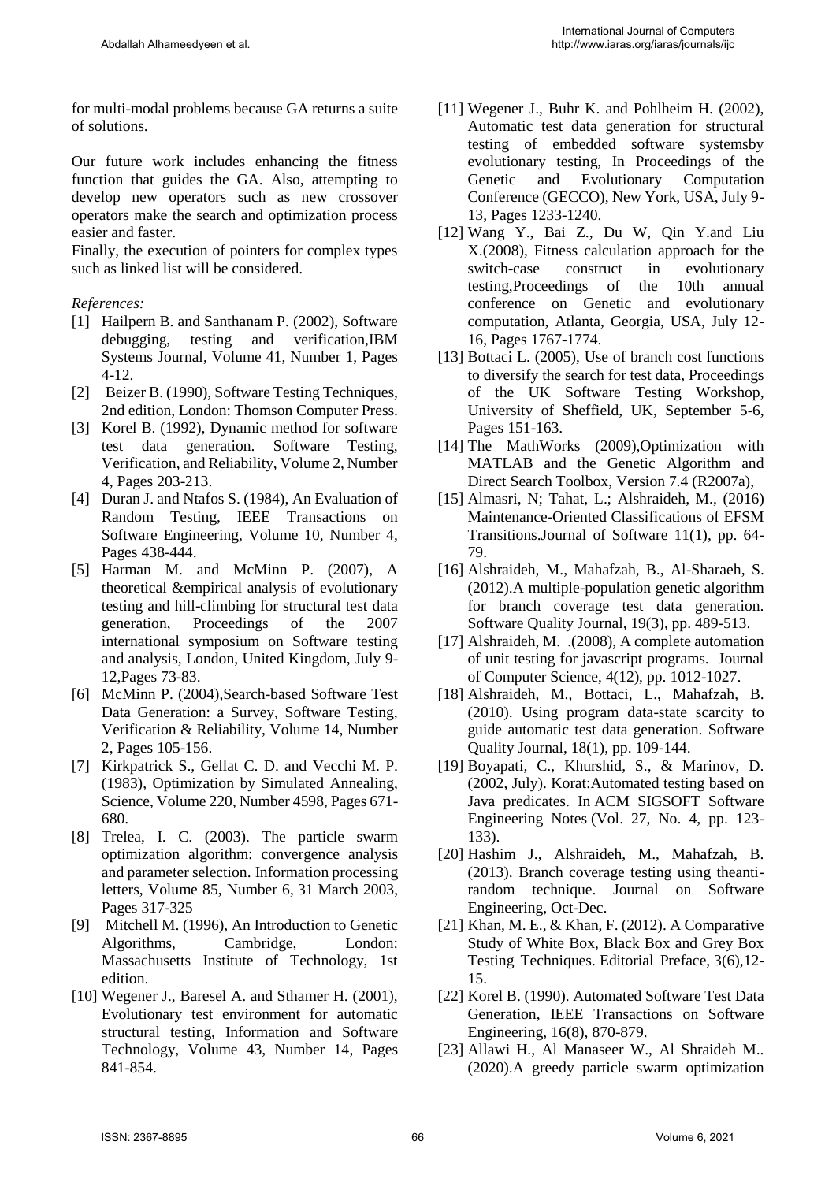for multi-modal problems because GA returns a suite of solutions.

Our future work includes enhancing the fitness function that guides the GA. Also, attempting to develop new operators such as new crossover operators make the search and optimization process easier and faster.

Finally, the execution of pointers for complex types such as linked list will be considered.

*References:*

[1] Hailpern B. and Santhanam P. (2002), Software debugging, testing and verification,IBM Systems Journal, Volume 41, Number 1, Pages 4-12.

[2] Beizer B. (1990), Software Testing Techniques, 2nd edition, London: Thomson Computer Press.

[3] Korel B. (1992), Dynamic method for software test data generation. Software Testing, Verification, and Reliability, Volume 2, Number 4, Pages 203-213.

[4] Duran J. and Ntafos S. (1984), An Evaluation of Random Testing, IEEE Transactions on Software Engineering, Volume 10, Number 4, Pages 438-444.

[5] Harman M. and McMinn P. (2007), A theoretical &empirical analysis of evolutionary testing and hill-climbing for structural test data generation, Proceedings of the 2007 international symposium on Software testing and analysis, London, United Kingdom, July 9-12,Pages 73-83.

[6] McMinn P. (2004),Search-based Software Test Data Generation: a Survey, Software Testing, Verification & Reliability, Volume 14, Number 2, Pages 105-156.

[7] Kirkpatrick S., Gellat C. D. and Vecchi M. P. (1983), Optimization by Simulated Annealing, Science, Volume 220, Number 4598, Pages 671-680.

[8] Trelea, I. C. (2003). The particle swarm optimization algorithm: convergence analysis and parameter selection. Information processing letters, Volume 85, Number 6, 31 March 2003, Pages 317-325

[9] Mitchell M. (1996), An Introduction to Genetic Algorithms, Cambridge, London: Massachusetts Institute of Technology, 1st edition.

[10] Wegener J., Baresel A. and Sthamer H. (2001), Evolutionary test environment for automatic structural testing, Information and Software Technology, Volume 43, Number 14, Pages 841-854.

[11] Wegener J., Buhr K. and Pohlheim H. (2002), Automatic test data generation for structural testing of embedded software systemsby evolutionary testing, In Proceedings of the Genetic and Evolutionary Computation Conference (GECCO), New York, USA, July 9-13, Pages 1233-1240.

[12] Wang Y., Bai Z., Du W, Qin Y.and Liu X.(2008), Fitness calculation approach for the switch-case construct in evolutionary testing,Proceedings of the 10th annual conference on Genetic and evolutionary computation, Atlanta, Georgia, USA, July 12-16, Pages 1767-1774.

[13] Bottaci L. (2005), Use of branch cost functions to diversify the search for test data, Proceedings of the UK Software Testing Workshop, University of Sheffield, UK, September 5-6, Pages 151-163.

[14] The MathWorks (2009),Optimization with MATLAB and the Genetic Algorithm and Direct Search Toolbox, Version 7.4 (R2007a),

[15] Almasri, N; Tahat, L.; Alshraideh, M., (2016) Maintenance-Oriented Classifications of EFSM Transitions.Journal of Software 11(1), pp. 64-79.

[16] Alshraideh, M., Mahafzah, B., Al-Sharaeh, S. (2012).A multiple-population genetic algorithm for branch coverage test data generation. Software Quality Journal, 19(3), pp. 489-513.

[17] Alshraideh, M. .(2008), A complete automation of unit testing for javascript programs. Journal of Computer Science, 4(12), pp. 1012-1027.

[18] Alshraideh, M., Bottaci, L., Mahafzah, B. (2010). Using program data-state scarcity to guide automatic test data generation. Software Quality Journal, 18(1), pp. 109-144.

[19] Boyapati, C., Khurshid, S., & Marinov, D. (2002, July). Korat:Automated testing based on Java predicates. In ACM SIGSOFT Software Engineering Notes (Vol. 27, No. 4, pp. 123-133).

[20] Hashim J., Alshraideh, M., Mahafzah, B. (2013). Branch coverage testing using theanti-random technique. Journal on Software Engineering, Oct-Dec.

[21] Khan, M. E., & Khan, F. (2012). A Comparative Study of White Box, Black Box and Grey Box Testing Techniques. Editorial Preface, 3(6),12-15.

[22] Korel B. (1990). Automated Software Test Data Generation, IEEE Transactions on Software Engineering, 16(8), 870-879.

[23] Allawi H., Al Manaseer W., Al Shraideh M.. (2020).A greedy particle swarm optimization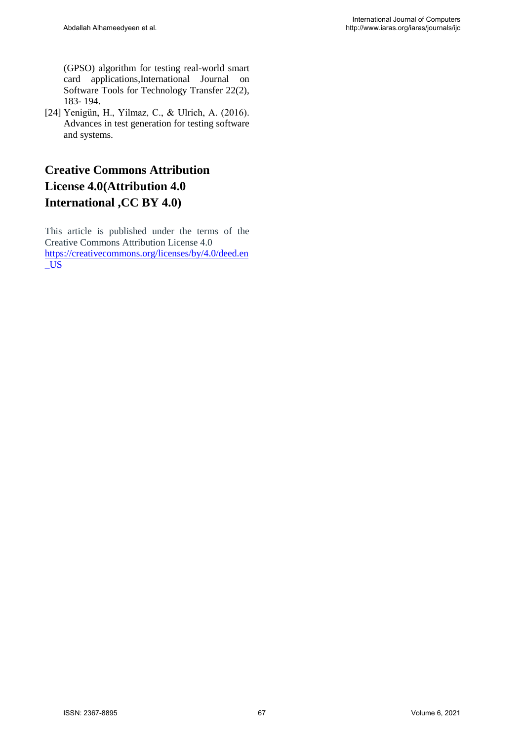(GPSO) algorithm for testing real-world smart card applications,International Journal on Software Tools for Technology Transfer 22(2), 183- 194.

[24] Yenigün, H., Yilmaz, C., & Ulrich, A. (2016). Advances in test generation for testing software and systems.

## Creative Commons Attribution License 4.0(Attribution 4.0 International ,CC BY 4.0)

This article is published under the terms of the Creative Commons Attribution License 4.0
https://creativecommons.org/licenses/by/4.0/deed.en_US